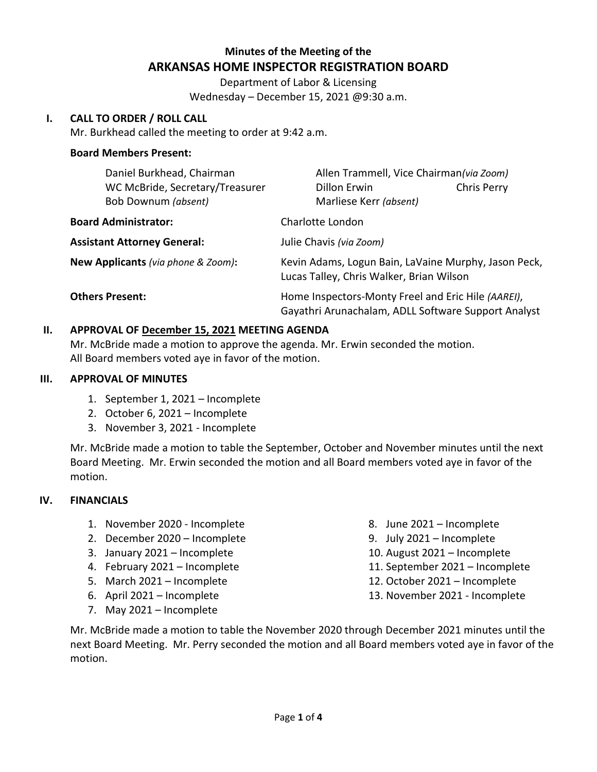**Minutes of the Meeting of the**

# ARKANSAS HOME INSPECTOR REGISTRATION BOARD

Department of Labor & Licensing
Wednesday – December 15, 2021 @9:30 a.m.

## I. CALL TO ORDER / ROLL CALL

Mr. Burkhead called the meeting to order at 9:42 a.m.

**Board Members Present:**

Daniel Burkhead, Chairman
Allen Trammell, Vice Chairman *(via Zoom)*
WC McBride, Secretary/Treasurer
Dillon Erwin
Chris Perry
Bob Downum *(absent)*
Marliese Kerr *(absent)*

**Board Administrator:** Charlotte London

**Assistant Attorney General:** Julie Chavis *(via Zoom)*

**New Applicants** *(via phone & Zoom)***:** Kevin Adams, Logun Bain, LaVaine Murphy, Jason Peck, Lucas Talley, Chris Walker, Brian Wilson

**Others Present:** Home Inspectors-Monty Freel and Eric Hile *(AAREI)*, Gayathri Arunachalam, ADLL Software Support Analyst

## II. APPROVAL OF December 15, 2021 MEETING AGENDA

Mr. McBride made a motion to approve the agenda. Mr. Erwin seconded the motion. All Board members voted aye in favor of the motion.

## III. APPROVAL OF MINUTES

1. September 1, 2021 – Incomplete
2. October 6, 2021 – Incomplete
3. November 3, 2021 - Incomplete

Mr. McBride made a motion to table the September, October and November minutes until the next Board Meeting. Mr. Erwin seconded the motion and all Board members voted aye in favor of the motion.

## IV. FINANCIALS

1. November 2020 - Incomplete
2. December 2020 – Incomplete
3. January 2021 – Incomplete
4. February 2021 – Incomplete
5. March 2021 – Incomplete
6. April 2021 – Incomplete
7. May 2021 – Incomplete
8. June 2021 – Incomplete
9. July 2021 – Incomplete
10. August 2021 – Incomplete
11. September 2021 – Incomplete
12. October 2021 – Incomplete
13. November 2021 - Incomplete

Mr. McBride made a motion to table the November 2020 through December 2021 minutes until the next Board Meeting. Mr. Perry seconded the motion and all Board members voted aye in favor of the motion.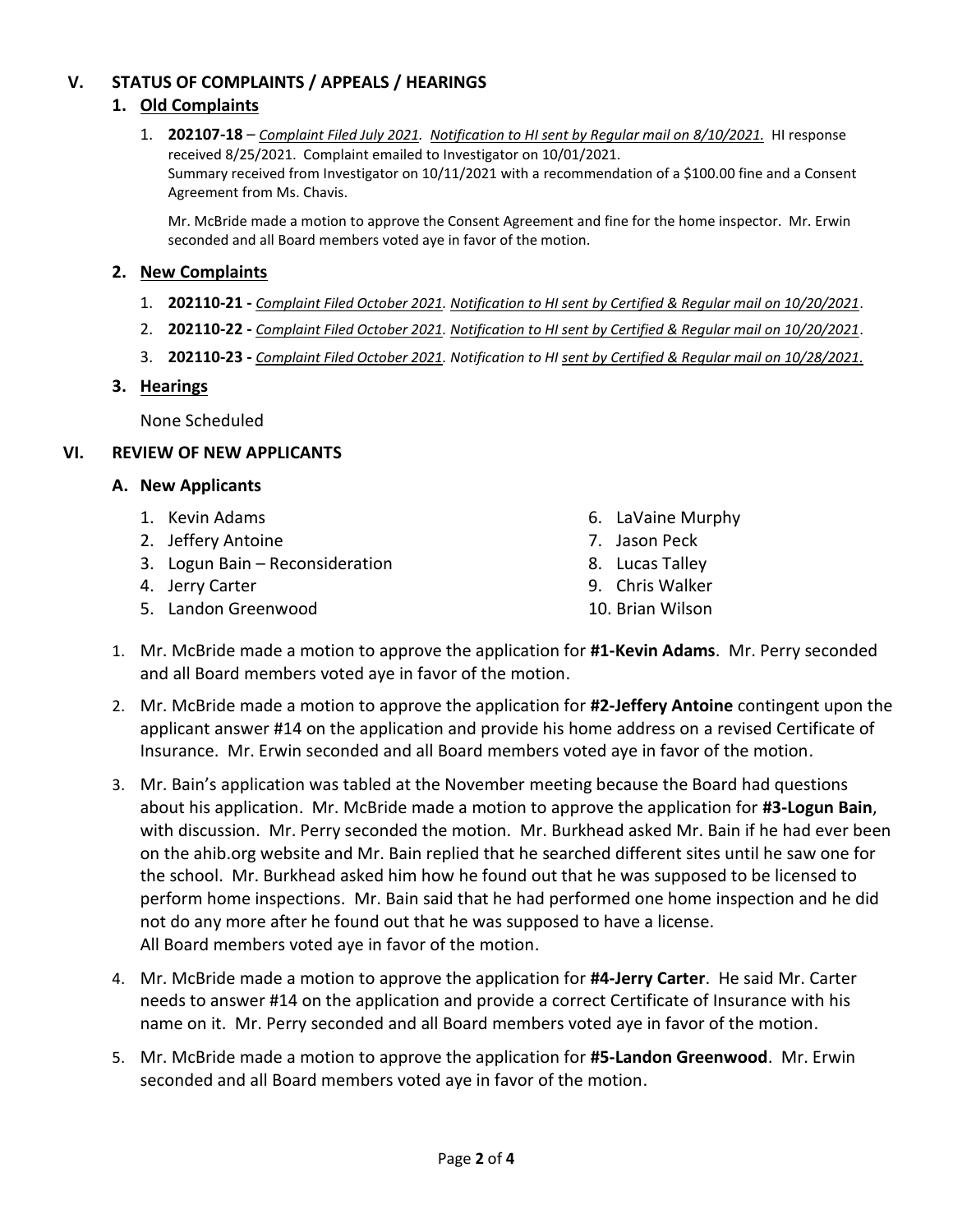## V. STATUS OF COMPLAINTS / APPEALS / HEARINGS

### 1. Old Complaints

1. **202107-18** – *Complaint Filed July 2021. Notification to HI sent by Regular mail on 8/10/2021.* HI response received 8/25/2021. Complaint emailed to Investigator on 10/01/2021. Summary received from Investigator on 10/11/2021 with a recommendation of a $100.00 fine and a Consent Agreement from Ms. Chavis.

   Mr. McBride made a motion to approve the Consent Agreement and fine for the home inspector. Mr. Erwin seconded and all Board members voted aye in favor of the motion.

### 2. New Complaints

1. **202110-21 -** *Complaint Filed October 2021. Notification to HI sent by Certified & Regular mail on 10/20/2021.*
2. **202110-22 -** *Complaint Filed October 2021. Notification to HI sent by Certified & Regular mail on 10/20/2021.*
3. **202110-23 -** *Complaint Filed October 2021. Notification to HI sent by Certified & Regular mail on 10/28/2021.*

### 3. Hearings

None Scheduled

## VI. REVIEW OF NEW APPLICANTS

### A. New Applicants

1. Kevin Adams
2. Jeffery Antoine
3. Logun Bain – Reconsideration
4. Jerry Carter
5. Landon Greenwood
6. LaVaine Murphy
7. Jason Peck
8. Lucas Talley
9. Chris Walker
10. Brian Wilson

1. Mr. McBride made a motion to approve the application for **#1-Kevin Adams**. Mr. Perry seconded and all Board members voted aye in favor of the motion.
2. Mr. McBride made a motion to approve the application for **#2-Jeffery Antoine** contingent upon the applicant answer #14 on the application and provide his home address on a revised Certificate of Insurance. Mr. Erwin seconded and all Board members voted aye in favor of the motion.
3. Mr. Bain's application was tabled at the November meeting because the Board had questions about his application. Mr. McBride made a motion to approve the application for **#3-Logun Bain**, with discussion. Mr. Perry seconded the motion. Mr. Burkhead asked Mr. Bain if he had ever been on the ahib.org website and Mr. Bain replied that he searched different sites until he saw one for the school. Mr. Burkhead asked him how he found out that he was supposed to be licensed to perform home inspections. Mr. Bain said that he had performed one home inspection and he did not do any more after he found out that he was supposed to have a license.
   All Board members voted aye in favor of the motion.
4. Mr. McBride made a motion to approve the application for **#4-Jerry Carter**. He said Mr. Carter needs to answer #14 on the application and provide a correct Certificate of Insurance with his name on it. Mr. Perry seconded and all Board members voted aye in favor of the motion.
5. Mr. McBride made a motion to approve the application for **#5-Landon Greenwood**. Mr. Erwin seconded and all Board members voted aye in favor of the motion.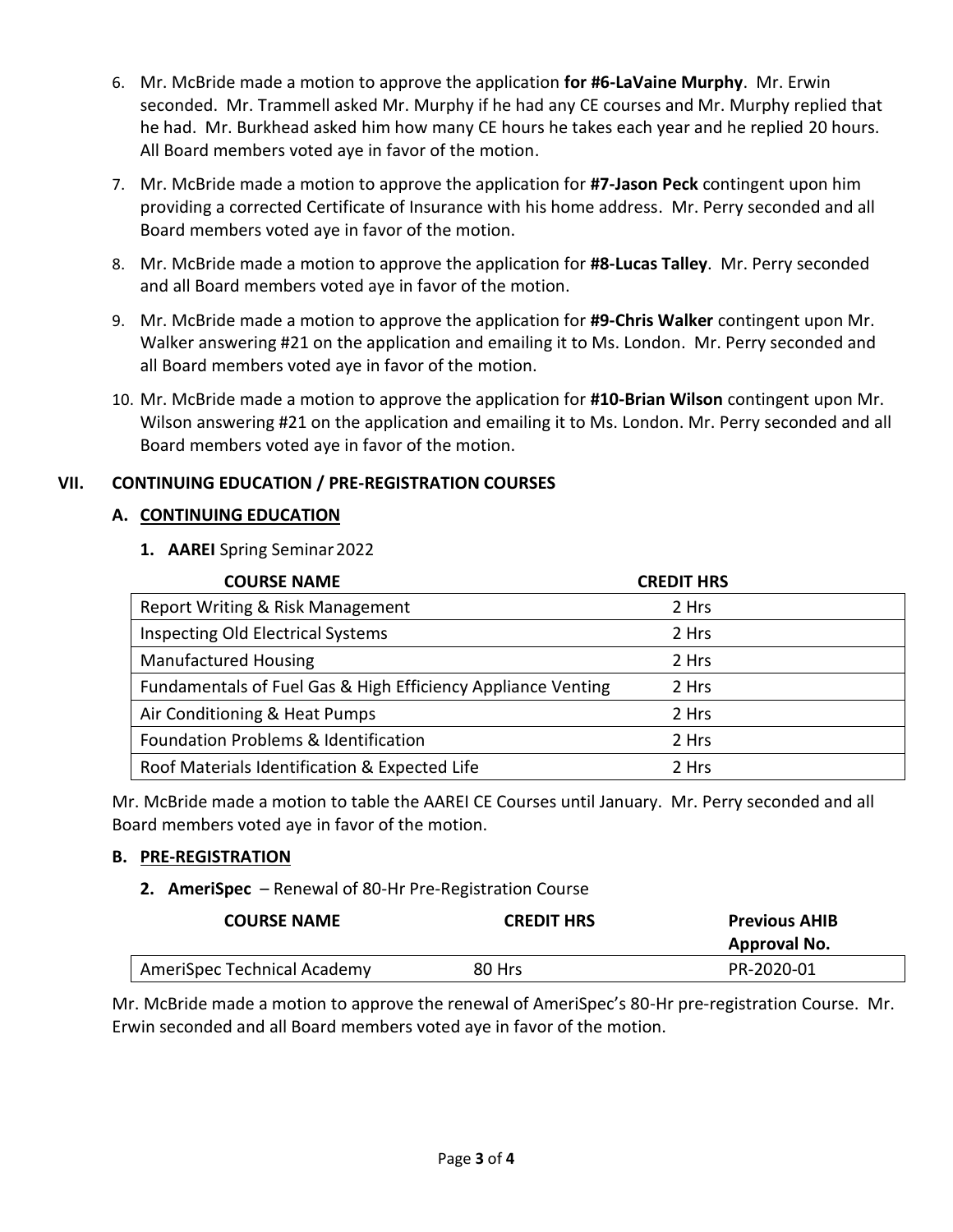6. Mr. McBride made a motion to approve the application **for #6-LaVaine Murphy**. Mr. Erwin seconded. Mr. Trammell asked Mr. Murphy if he had any CE courses and Mr. Murphy replied that he had. Mr. Burkhead asked him how many CE hours he takes each year and he replied 20 hours. All Board members voted aye in favor of the motion.
7. Mr. McBride made a motion to approve the application for **#7-Jason Peck** contingent upon him providing a corrected Certificate of Insurance with his home address. Mr. Perry seconded and all Board members voted aye in favor of the motion.
8. Mr. McBride made a motion to approve the application for **#8-Lucas Talley**. Mr. Perry seconded and all Board members voted aye in favor of the motion.
9. Mr. McBride made a motion to approve the application for **#9-Chris Walker** contingent upon Mr. Walker answering #21 on the application and emailing it to Ms. London. Mr. Perry seconded and all Board members voted aye in favor of the motion.
10. Mr. McBride made a motion to approve the application for **#10-Brian Wilson** contingent upon Mr. Wilson answering #21 on the application and emailing it to Ms. London. Mr. Perry seconded and all Board members voted aye in favor of the motion.

## VII. CONTINUING EDUCATION / PRE-REGISTRATION COURSES

### A. CONTINUING EDUCATION

**1. AAREI** Spring Seminar 2022

| COURSE NAME | CREDIT HRS |
|---|---|
| Report Writing & Risk Management | 2 Hrs |
| Inspecting Old Electrical Systems | 2 Hrs |
| Manufactured Housing | 2 Hrs |
| Fundamentals of Fuel Gas & High Efficiency Appliance Venting | 2 Hrs |
| Air Conditioning & Heat Pumps | 2 Hrs |
| Foundation Problems & Identification | 2 Hrs |
| Roof Materials Identification & Expected Life | 2 Hrs |

Mr. McBride made a motion to table the AAREI CE Courses until January. Mr. Perry seconded and all Board members voted aye in favor of the motion.

### B. PRE-REGISTRATION

**2. AmeriSpec** – Renewal of 80-Hr Pre-Registration Course

| COURSE NAME | CREDIT HRS | Previous AHIB Approval No. |
|---|---|---|
| AmeriSpec Technical Academy | 80 Hrs | PR-2020-01 |

Mr. McBride made a motion to approve the renewal of AmeriSpec's 80-Hr pre-registration Course. Mr. Erwin seconded and all Board members voted aye in favor of the motion.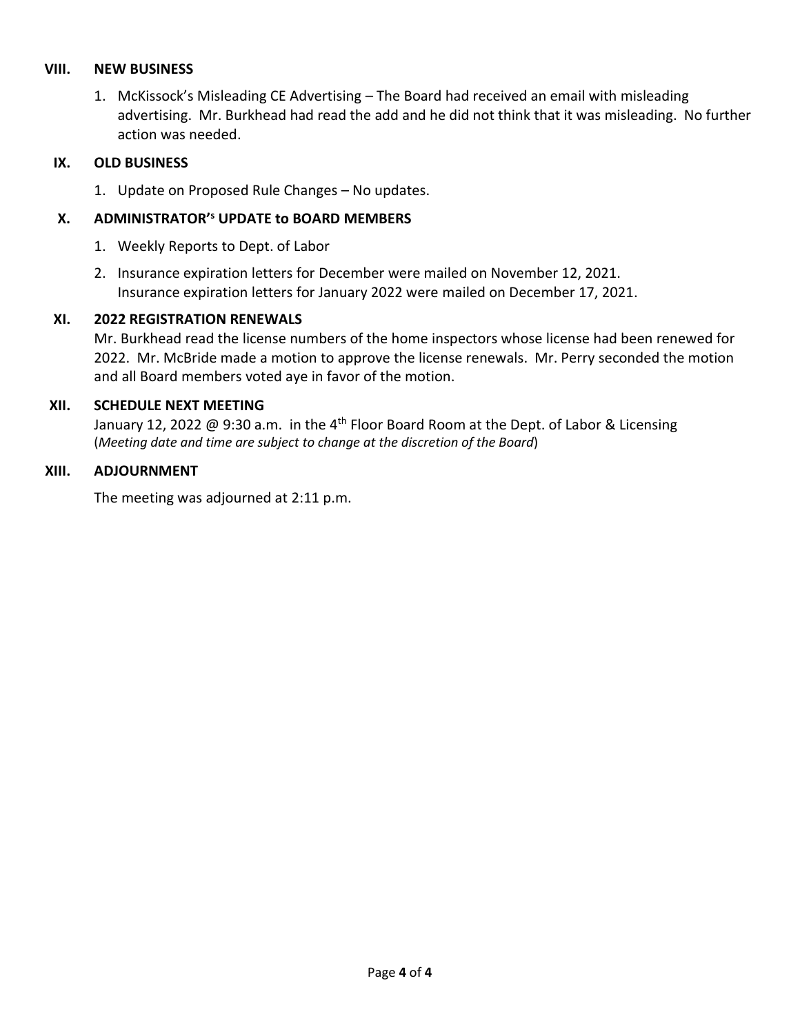## VIII. NEW BUSINESS

1. McKissock's Misleading CE Advertising – The Board had received an email with misleading advertising. Mr. Burkhead had read the add and he did not think that it was misleading. No further action was needed.

## IX. OLD BUSINESS

1. Update on Proposed Rule Changes – No updates.

## X. ADMINISTRATOR's UPDATE to BOARD MEMBERS

1. Weekly Reports to Dept. of Labor
2. Insurance expiration letters for December were mailed on November 12, 2021.
   Insurance expiration letters for January 2022 were mailed on December 17, 2021.

## XI. 2022 REGISTRATION RENEWALS

Mr. Burkhead read the license numbers of the home inspectors whose license had been renewed for 2022. Mr. McBride made a motion to approve the license renewals. Mr. Perry seconded the motion and all Board members voted aye in favor of the motion.

## XII. SCHEDULE NEXT MEETING

January 12, 2022 @ 9:30 a.m. in the 4th Floor Board Room at the Dept. of Labor & Licensing
(*Meeting date and time are subject to change at the discretion of the Board*)

## XIII. ADJOURNMENT

The meeting was adjourned at 2:11 p.m.